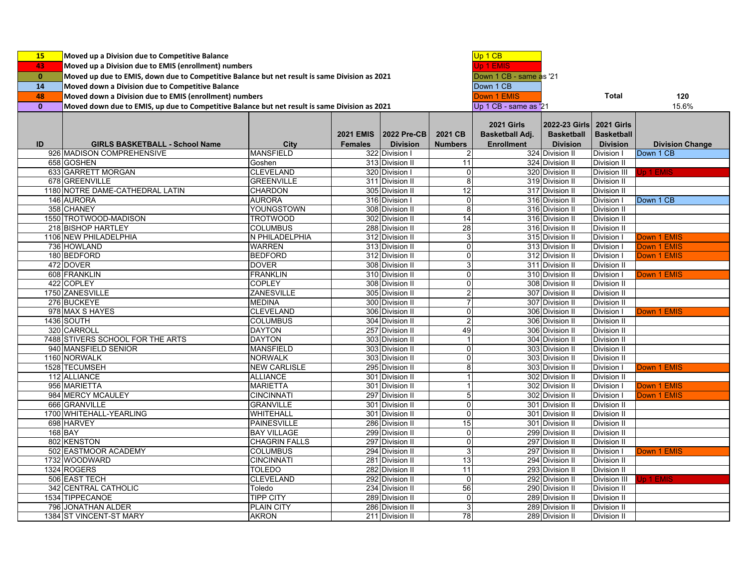| | | | |
|---|---|---|---|
| 15 | Moved up a Division due to Competitive Balance | Up 1 CB | |
| 43 | Moved up a Division due to EMIS (enrollment) numbers | Up 1 EMIS | |
| 0 | Moved up due to EMIS, down due to Competitive Balance but net result is same Division as 2021 | Down 1 CB - same as '21 | |
| 14 | Moved down a Division due to Competitive Balance | Down 1 CB | |
| 48 | Moved down a Division due to EMIS (enrollment) numbers | Down 1 EMIS | Total 120 |
| 0 | Moved down due to EMIS, up due to Competitive Balance but net result is same Division as 2021 | Up 1 CB - same as '21 | 15.6% |

| ID | GIRLS BASKETBALL - School Name | City | 2021 EMIS Females | 2022 Pre-CB Division | 2021 CB Numbers | 2021 Girls Basketball Adj. Enrollment | 2022-23 Girls Basketball Division | 2021 Girls Basketball Division | Division Change |
|---|---|---|---|---|---|---|---|---|---|
| 926 | MADISON COMPREHENSIVE | MANSFIELD | 322 | Division I | 2 | 324 | Division II | Division I | Down 1 CB |
| 658 | GOSHEN | Goshen | 313 | Division II | 11 | 324 | Division II | Division II | |
| 633 | GARRETT MORGAN | CLEVELAND | 320 | Division I | 0 | 320 | Division II | Division III | Up 1 EMIS |
| 678 | GREENVILLE | GREENVILLE | 311 | Division II | 8 | 319 | Division II | Division II | |
| 1180 | NOTRE DAME-CATHEDRAL LATIN | CHARDON | 305 | Division II | 12 | 317 | Division II | Division II | |
| 146 | AURORA | AURORA | 316 | Division I | 0 | 316 | Division II | Division I | Down 1 CB |
| 358 | CHANEY | YOUNGSTOWN | 308 | Division II | 8 | 316 | Division II | Division II | |
| 1550 | TROTWOOD-MADISON | TROTWOOD | 302 | Division II | 14 | 316 | Division II | Division II | |
| 218 | BISHOP HARTLEY | COLUMBUS | 288 | Division II | 28 | 316 | Division II | Division II | |
| 1106 | NEW PHILADELPHIA | N PHILADELPHIA | 312 | Division II | 3 | 315 | Division II | Division I | Down 1 EMIS |
| 736 | HOWLAND | WARREN | 313 | Division II | 0 | 313 | Division II | Division I | Down 1 EMIS |
| 180 | BEDFORD | BEDFORD | 312 | Division II | 0 | 312 | Division II | Division I | Down 1 EMIS |
| 472 | DOVER | DOVER | 308 | Division II | 3 | 311 | Division II | Division II | |
| 608 | FRANKLIN | FRANKLIN | 310 | Division II | 0 | 310 | Division II | Division I | Down 1 EMIS |
| 422 | COPLEY | COPLEY | 308 | Division II | 0 | 308 | Division II | Division II | |
| 1750 | ZANESVILLE | ZANESVILLE | 305 | Division II | 2 | 307 | Division II | Division II | |
| 276 | BUCKEYE | MEDINA | 300 | Division II | 7 | 307 | Division II | Division II | |
| 978 | MAX S HAYES | CLEVELAND | 306 | Division II | 0 | 306 | Division II | Division I | Down 1 EMIS |
| 1436 | SOUTH | COLUMBUS | 304 | Division II | 2 | 306 | Division II | Division II | |
| 320 | CARROLL | DAYTON | 257 | Division II | 49 | 306 | Division II | Division II | |
| 7488 | STIVERS SCHOOL FOR THE ARTS | DAYTON | 303 | Division II | 1 | 304 | Division II | Division II | |
| 940 | MANSFIELD SENIOR | MANSFIELD | 303 | Division II | 0 | 303 | Division II | Division II | |
| 1160 | NORWALK | NORWALK | 303 | Division II | 0 | 303 | Division II | Division II | |
| 1528 | TECUMSEH | NEW CARLISLE | 295 | Division II | 8 | 303 | Division II | Division I | Down 1 EMIS |
| 112 | ALLIANCE | ALLIANCE | 301 | Division II | 1 | 302 | Division II | Division II | |
| 956 | MARIETTA | MARIETTA | 301 | Division II | 1 | 302 | Division II | Division I | Down 1 EMIS |
| 984 | MERCY MCAULEY | CINCINNATI | 297 | Division II | 5 | 302 | Division II | Division I | Down 1 EMIS |
| 666 | GRANVILLE | GRANVILLE | 301 | Division II | 0 | 301 | Division II | Division II | |
| 1700 | WHITEHALL-YEARLING | WHITEHALL | 301 | Division II | 0 | 301 | Division II | Division II | |
| 698 | HARVEY | PAINESVILLE | 286 | Division II | 15 | 301 | Division II | Division II | |
| 168 | BAY | BAY VILLAGE | 299 | Division II | 0 | 299 | Division II | Division II | |
| 802 | KENSTON | CHAGRIN FALLS | 297 | Division II | 0 | 297 | Division II | Division II | |
| 502 | EASTMOOR ACADEMY | COLUMBUS | 294 | Division II | 3 | 297 | Division II | Division I | Down 1 EMIS |
| 1732 | WOODWARD | CINCINNATI | 281 | Division II | 13 | 294 | Division II | Division II | |
| 1324 | ROGERS | TOLEDO | 282 | Division II | 11 | 293 | Division II | Division II | |
| 506 | EAST TECH | CLEVELAND | 292 | Division II | 0 | 292 | Division II | Division III | Up 1 EMIS |
| 342 | CENTRAL CATHOLIC | Toledo | 234 | Division II | 56 | 290 | Division II | Division II | |
| 1534 | TIPPECANOE | TIPP CITY | 289 | Division II | 0 | 289 | Division II | Division II | |
| 796 | JONATHAN ALDER | PLAIN CITY | 286 | Division II | 3 | 289 | Division II | Division II | |
| 1384 | ST VINCENT-ST MARY | AKRON | 211 | Division II | 78 | 289 | Division II | Division II | |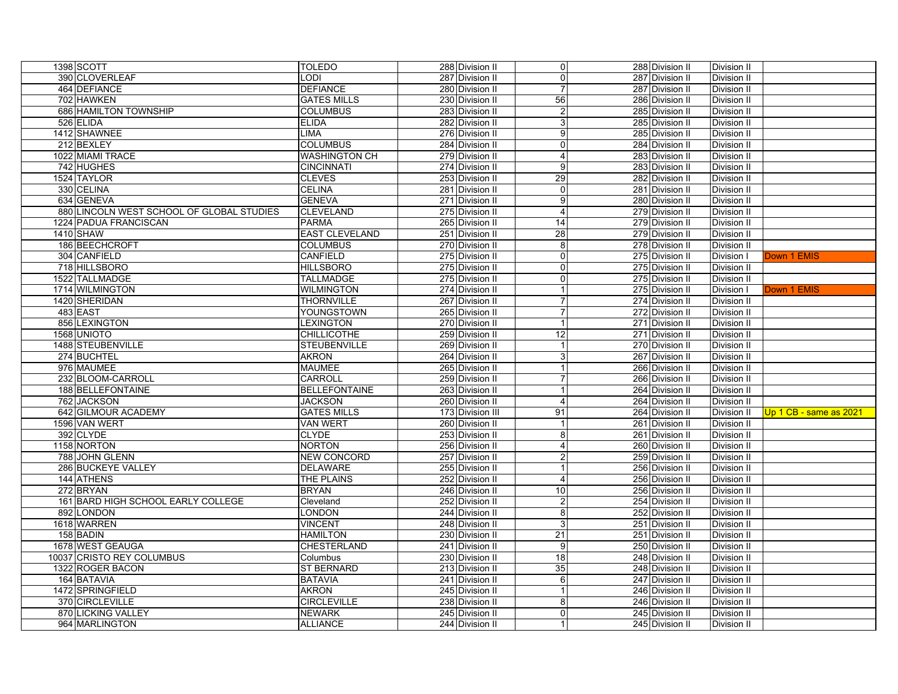| | | | | | | | |
|---|---|---|---|---|---|---|---|
| 1398 | SCOTT | TOLEDO | 288 Division II | 0 | 288 Division II | Division II | |
| 390 | CLOVERLEAF | LODI | 287 Division II | 0 | 287 Division II | Division II | |
| 464 | DEFIANCE | DEFIANCE | 280 Division II | 7 | 287 Division II | Division II | |
| 702 | HAWKEN | GATES MILLS | 230 Division II | 56 | 286 Division II | Division II | |
| 686 | HAMILTON TOWNSHIP | COLUMBUS | 283 Division II | 2 | 285 Division II | Division II | |
| 526 | ELIDA | ELIDA | 282 Division II | 3 | 285 Division II | Division II | |
| 1412 | SHAWNEE | LIMA | 276 Division II | 9 | 285 Division II | Division II | |
| 212 | BEXLEY | COLUMBUS | 284 Division II | 0 | 284 Division II | Division II | |
| 1022 | MIAMI TRACE | WASHINGTON CH | 279 Division II | 4 | 283 Division II | Division II | |
| 742 | HUGHES | CINCINNATI | 274 Division II | 9 | 283 Division II | Division II | |
| 1524 | TAYLOR | CLEVES | 253 Division II | 29 | 282 Division II | Division II | |
| 330 | CELINA | CELINA | 281 Division II | 0 | 281 Division II | Division II | |
| 634 | GENEVA | GENEVA | 271 Division II | 9 | 280 Division II | Division II | |
| 880 | LINCOLN WEST SCHOOL OF GLOBAL STUDIES | CLEVELAND | 275 Division II | 4 | 279 Division II | Division II | |
| 1224 | PADUA FRANCISCAN | PARMA | 265 Division II | 14 | 279 Division II | Division II | |
| 1410 | SHAW | EAST CLEVELAND | 251 Division II | 28 | 279 Division II | Division II | |
| 186 | BEECHCROFT | COLUMBUS | 270 Division II | 8 | 278 Division II | Division II | |
| 304 | CANFIELD | CANFIELD | 275 Division II | 0 | 275 Division II | Division I | Down 1 EMIS |
| 718 | HILLSBORO | HILLSBORO | 275 Division II | 0 | 275 Division II | Division II | |
| 1522 | TALLMADGE | TALLMADGE | 275 Division II | 0 | 275 Division II | Division II | |
| 1714 | WILMINGTON | WILMINGTON | 274 Division II | 1 | 275 Division II | Division I | Down 1 EMIS |
| 1420 | SHERIDAN | THORNVILLE | 267 Division II | 7 | 274 Division II | Division II | |
| 483 | EAST | YOUNGSTOWN | 265 Division II | 7 | 272 Division II | Division II | |
| 856 | LEXINGTON | LEXINGTON | 270 Division II | 1 | 271 Division II | Division II | |
| 1568 | UNIOTO | CHILLICOTHE | 259 Division II | 12 | 271 Division II | Division II | |
| 1488 | STEUBENVILLE | STEUBENVILLE | 269 Division II | 1 | 270 Division II | Division II | |
| 274 | BUCHTEL | AKRON | 264 Division II | 3 | 267 Division II | Division II | |
| 976 | MAUMEE | MAUMEE | 265 Division II | 1 | 266 Division II | Division II | |
| 232 | BLOOM-CARROLL | CARROLL | 259 Division II | 7 | 266 Division II | Division II | |
| 188 | BELLEFONTAINE | BELLEFONTAINE | 263 Division II | 1 | 264 Division II | Division II | |
| 762 | JACKSON | JACKSON | 260 Division II | 4 | 264 Division II | Division II | |
| 642 | GILMOUR ACADEMY | GATES MILLS | 173 Division III | 91 | 264 Division II | Division II | Up 1 CB - same as 2021 |
| 1596 | VAN WERT | VAN WERT | 260 Division II | 1 | 261 Division II | Division II | |
| 392 | CLYDE | CLYDE | 253 Division II | 8 | 261 Division II | Division II | |
| 1158 | NORTON | NORTON | 256 Division II | 4 | 260 Division II | Division II | |
| 788 | JOHN GLENN | NEW CONCORD | 257 Division II | 2 | 259 Division II | Division II | |
| 286 | BUCKEYE VALLEY | DELAWARE | 255 Division II | 1 | 256 Division II | Division II | |
| 144 | ATHENS | THE PLAINS | 252 Division II | 4 | 256 Division II | Division II | |
| 272 | BRYAN | BRYAN | 246 Division II | 10 | 256 Division II | Division II | |
| 161 | BARD HIGH SCHOOL EARLY COLLEGE | Cleveland | 252 Division II | 2 | 254 Division II | Division II | |
| 892 | LONDON | LONDON | 244 Division II | 8 | 252 Division II | Division II | |
| 1618 | WARREN | VINCENT | 248 Division II | 3 | 251 Division II | Division II | |
| 158 | BADIN | HAMILTON | 230 Division II | 21 | 251 Division II | Division II | |
| 1678 | WEST GEAUGA | CHESTERLAND | 241 Division II | 9 | 250 Division II | Division II | |
| 10037 | CRISTO REY COLUMBUS | Columbus | 230 Division II | 18 | 248 Division II | Division II | |
| 1322 | ROGER BACON | ST BERNARD | 213 Division II | 35 | 248 Division II | Division II | |
| 164 | BATAVIA | BATAVIA | 241 Division II | 6 | 247 Division II | Division II | |
| 1472 | SPRINGFIELD | AKRON | 245 Division II | 1 | 246 Division II | Division II | |
| 370 | CIRCLEVILLE | CIRCLEVILLE | 238 Division II | 8 | 246 Division II | Division II | |
| 870 | LICKING VALLEY | NEWARK | 245 Division II | 0 | 245 Division II | Division II | |
| 964 | MARLINGTON | ALLIANCE | 244 Division II | 1 | 245 Division II | Division II | |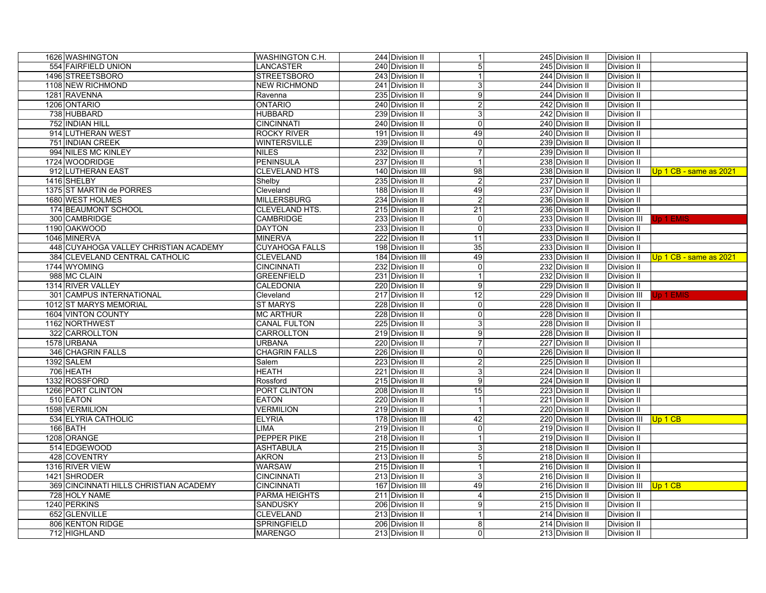| | | | | | | | |
|---|---|---|---|---|---|---|---|
| 1626 | WASHINGTON | WASHINGTON C.H. | 244 | Division II | 1 | 245 | Division II | Division II | |
| 554 | FAIRFIELD UNION | LANCASTER | 240 | Division II | 5 | 245 | Division II | Division II | |
| 1496 | STREETSBORO | STREETSBORO | 243 | Division II | 1 | 244 | Division II | Division II | |
| 1108 | NEW RICHMOND | NEW RICHMOND | 241 | Division II | 3 | 244 | Division II | Division II | |
| 1281 | RAVENNA | Ravenna | 235 | Division II | 9 | 244 | Division II | Division II | |
| 1206 | ONTARIO | ONTARIO | 240 | Division II | 2 | 242 | Division II | Division II | |
| 738 | HUBBARD | HUBBARD | 239 | Division II | 3 | 242 | Division II | Division II | |
| 752 | INDIAN HILL | CINCINNATI | 240 | Division II | 0 | 240 | Division II | Division II | |
| 914 | LUTHERAN WEST | ROCKY RIVER | 191 | Division II | 49 | 240 | Division II | Division II | |
| 751 | INDIAN CREEK | WINTERSVILLE | 239 | Division II | 0 | 239 | Division II | Division II | |
| 994 | NILES MC KINLEY | NILES | 232 | Division II | 7 | 239 | Division II | Division II | |
| 1724 | WOODRIDGE | PENINSULA | 237 | Division II | 1 | 238 | Division II | Division II | |
| 912 | LUTHERAN EAST | CLEVELAND HTS | 140 | Division III | 98 | 238 | Division II | Division II | Up 1 CB - same as 2021 |
| 1416 | SHELBY | Shelby | 235 | Division II | 2 | 237 | Division II | Division II | |
| 1375 | ST MARTIN de PORRES | Cleveland | 188 | Division II | 49 | 237 | Division II | Division II | |
| 1680 | WEST HOLMES | MILLERSBURG | 234 | Division II | 2 | 236 | Division II | Division II | |
| 174 | BEAUMONT SCHOOL | CLEVELAND HTS. | 215 | Division II | 21 | 236 | Division II | Division II | |
| 300 | CAMBRIDGE | CAMBRIDGE | 233 | Division II | 0 | 233 | Division II | Division III | Up 1 EMIS |
| 1190 | OAKWOOD | DAYTON | 233 | Division II | 0 | 233 | Division II | Division II | |
| 1046 | MINERVA | MINERVA | 222 | Division II | 11 | 233 | Division II | Division II | |
| 448 | CUYAHOGA VALLEY CHRISTIAN ACADEMY | CUYAHOGA FALLS | 198 | Division II | 35 | 233 | Division II | Division II | |
| 384 | CLEVELAND CENTRAL CATHOLIC | CLEVELAND | 184 | Division III | 49 | 233 | Division II | Division II | Up 1 CB - same as 2021 |
| 1744 | WYOMING | CINCINNATI | 232 | Division II | 0 | 232 | Division II | Division II | |
| 988 | MC CLAIN | GREENFIELD | 231 | Division II | 1 | 232 | Division II | Division II | |
| 1314 | RIVER VALLEY | CALEDONIA | 220 | Division II | 9 | 229 | Division II | Division II | |
| 301 | CAMPUS INTERNATIONAL | Cleveland | 217 | Division II | 12 | 229 | Division II | Division III | Up 1 EMIS |
| 1012 | ST MARYS MEMORIAL | ST MARYS | 228 | Division II | 0 | 228 | Division II | Division II | |
| 1604 | VINTON COUNTY | MC ARTHUR | 228 | Division II | 0 | 228 | Division II | Division II | |
| 1162 | NORTHWEST | CANAL FULTON | 225 | Division II | 3 | 228 | Division II | Division II | |
| 322 | CARROLLTON | CARROLLTON | 219 | Division II | 9 | 228 | Division II | Division II | |
| 1578 | URBANA | URBANA | 220 | Division II | 7 | 227 | Division II | Division II | |
| 346 | CHAGRIN FALLS | CHAGRIN FALLS | 226 | Division II | 0 | 226 | Division II | Division II | |
| 1392 | SALEM | Salem | 223 | Division II | 2 | 225 | Division II | Division II | |
| 706 | HEATH | HEATH | 221 | Division II | 3 | 224 | Division II | Division II | |
| 1332 | ROSSFORD | Rossford | 215 | Division II | 9 | 224 | Division II | Division II | |
| 1266 | PORT CLINTON | PORT CLINTON | 208 | Division II | 15 | 223 | Division II | Division II | |
| 510 | EATON | EATON | 220 | Division II | 1 | 221 | Division II | Division II | |
| 1598 | VERMILION | VERMILION | 219 | Division II | 1 | 220 | Division II | Division II | |
| 534 | ELYRIA CATHOLIC | ELYRIA | 178 | Division III | 42 | 220 | Division II | Division III | Up 1 CB |
| 166 | BATH | LIMA | 219 | Division II | 0 | 219 | Division II | Division II | |
| 1208 | ORANGE | PEPPER PIKE | 218 | Division II | 1 | 219 | Division II | Division II | |
| 514 | EDGEWOOD | ASHTABULA | 215 | Division II | 3 | 218 | Division II | Division II | |
| 428 | COVENTRY | AKRON | 213 | Division II | 5 | 218 | Division II | Division II | |
| 1316 | RIVER VIEW | WARSAW | 215 | Division II | 1 | 216 | Division II | Division II | |
| 1421 | SHRODER | CINCINNATI | 213 | Division II | 3 | 216 | Division II | Division II | |
| 369 | CINCINNATI HILLS CHRISTIAN ACADEMY | CINCINNATI | 167 | Division III | 49 | 216 | Division II | Division III | Up 1 CB |
| 728 | HOLY NAME | PARMA HEIGHTS | 211 | Division II | 4 | 215 | Division II | Division II | |
| 1240 | PERKINS | SANDUSKY | 206 | Division II | 9 | 215 | Division II | Division II | |
| 652 | GLENVILLE | CLEVELAND | 213 | Division II | 1 | 214 | Division II | Division II | |
| 806 | KENTON RIDGE | SPRINGFIELD | 206 | Division II | 8 | 214 | Division II | Division II | |
| 712 | HIGHLAND | MARENGO | 213 | Division II | 0 | 213 | Division II | Division II | |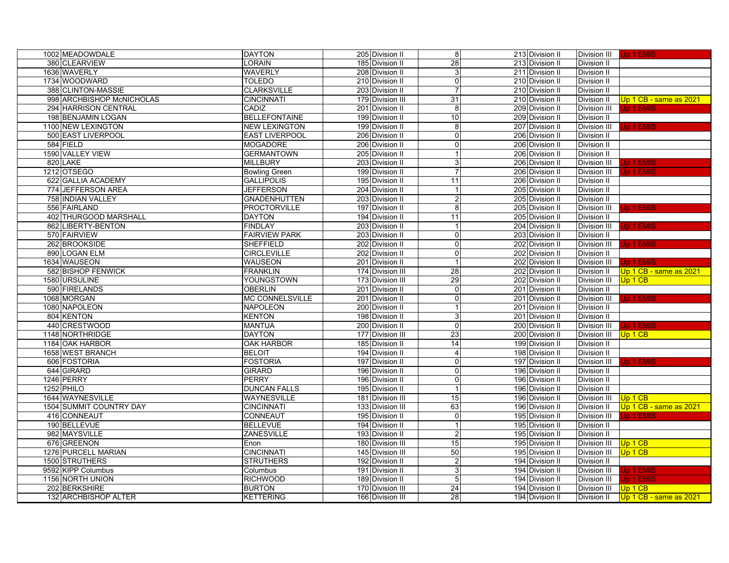| | | | | | | | | | | |
|---|---|---|---|---|---|---|---|---|---|---|
| 1002 | MEADOWDALE | DAYTON | 205 | Division II | 8 | 213 | Division II | Division III | Up 1 EMIS |
| 380 | CLEARVIEW | LORAIN | 185 | Division II | 28 | 213 | Division II | Division II | |
| 1636 | WAVERLY | WAVERLY | 208 | Division II | 3 | 211 | Division II | Division II | |
| 1734 | WOODWARD | TOLEDO | 210 | Division II | 0 | 210 | Division II | Division II | |
| 388 | CLINTON-MASSIE | CLARKSVILLE | 203 | Division II | 7 | 210 | Division II | Division II | |
| 998 | ARCHBISHOP McNICHOLAS | CINCINNATI | 179 | Division III | 31 | 210 | Division II | Division II | Up 1 CB - same as 2021 |
| 294 | HARRISON CENTRAL | CADIZ | 201 | Division II | 8 | 209 | Division II | Division III | Up 1 EMIS |
| 198 | BENJAMIN LOGAN | BELLEFONTAINE | 199 | Division II | 10 | 209 | Division II | Division II | |
| 1100 | NEW LEXINGTON | NEW LEXINGTON | 199 | Division II | 8 | 207 | Division II | Division III | Up 1 EMIS |
| 500 | EAST LIVERPOOL | EAST LIVERPOOL | 206 | Division II | 0 | 206 | Division II | Division II | |
| 584 | FIELD | MOGADORE | 206 | Division II | 0 | 206 | Division II | Division II | |
| 1590 | VALLEY VIEW | GERMANTOWN | 205 | Division II | 1 | 206 | Division II | Division II | |
| 820 | LAKE | MILLBURY | 203 | Division II | 3 | 206 | Division II | Division III | Up 1 EMIS |
| 1212 | OTSEGO | Bowling Green | 199 | Division II | 7 | 206 | Division II | Division III | Up 1 EMIS |
| 622 | GALLIA ACADEMY | GALLIPOLIS | 195 | Division II | 11 | 206 | Division II | Division II | |
| 774 | JEFFERSON AREA | JEFFERSON | 204 | Division II | 1 | 205 | Division II | Division II | |
| 758 | INDIAN VALLEY | GNADENHUTTEN | 203 | Division II | 2 | 205 | Division II | Division II | |
| 556 | FAIRLAND | PROCTORVILLE | 197 | Division II | 8 | 205 | Division II | Division III | Up 1 EMIS |
| 402 | THURGOOD MARSHALL | DAYTON | 194 | Division II | 11 | 205 | Division II | Division II | |
| 862 | LIBERTY-BENTON | FINDLAY | 203 | Division II | 1 | 204 | Division II | Division III | Up 1 EMIS |
| 570 | FAIRVIEW | FAIRVIEW PARK | 203 | Division II | 0 | 203 | Division II | Division II | |
| 262 | BROOKSIDE | SHEFFIELD | 202 | Division II | 0 | 202 | Division II | Division III | Up 1 EMIS |
| 890 | LOGAN ELM | CIRCLEVILLE | 202 | Division II | 0 | 202 | Division II | Division II | |
| 1634 | WAUSEON | WAUSEON | 201 | Division II | 1 | 202 | Division II | Division III | Up 1 EMIS |
| 582 | BISHOP FENWICK | FRANKLIN | 174 | Division III | 28 | 202 | Division II | Division II | Up 1 CB - same as 2021 |
| 1580 | URSULINE | YOUNGSTOWN | 173 | Division III | 29 | 202 | Division II | Division III | Up 1 CB |
| 590 | FIRELANDS | OBERLIN | 201 | Division II | 0 | 201 | Division II | Division II | |
| 1068 | MORGAN | MC CONNELSVILLE | 201 | Division II | 0 | 201 | Division II | Division III | Up 1 EMIS |
| 1080 | NAPOLEON | NAPOLEON | 200 | Division II | 1 | 201 | Division II | Division II | |
| 804 | KENTON | KENTON | 198 | Division II | 3 | 201 | Division II | Division II | |
| 440 | CRESTWOOD | MANTUA | 200 | Division II | 0 | 200 | Division II | Division III | Up 1 EMIS |
| 1148 | NORTHRIDGE | DAYTON | 177 | Division III | 23 | 200 | Division II | Division III | Up 1 CB |
| 1184 | OAK HARBOR | OAK HARBOR | 185 | Division II | 14 | 199 | Division II | Division II | |
| 1658 | WEST BRANCH | BELOIT | 194 | Division II | 4 | 198 | Division II | Division II | |
| 606 | FOSTORIA | FOSTORIA | 197 | Division II | 0 | 197 | Division II | Division III | Up 1 EMIS |
| 644 | GIRARD | GIRARD | 196 | Division II | 0 | 196 | Division II | Division II | |
| 1246 | PERRY | PERRY | 196 | Division II | 0 | 196 | Division II | Division II | |
| 1252 | PHILO | DUNCAN FALLS | 195 | Division II | 1 | 196 | Division II | Division II | |
| 1644 | WAYNESVILLE | WAYNESVILLE | 181 | Division III | 15 | 196 | Division II | Division III | Up 1 CB |
| 1504 | SUMMIT COUNTRY DAY | CINCINNATI | 133 | Division III | 63 | 196 | Division II | Division II | Up 1 CB - same as 2021 |
| 416 | CONNEAUT | CONNEAUT | 195 | Division II | 0 | 195 | Division II | Division III | Up 1 EMIS |
| 190 | BELLEVUE | BELLEVUE | 194 | Division II | 1 | 195 | Division II | Division II | |
| 982 | MAYSVILLE | ZANESVILLE | 193 | Division II | 2 | 195 | Division II | Division II | |
| 676 | GREENON | Enon | 180 | Division III | 15 | 195 | Division II | Division III | Up 1 CB |
| 1276 | PURCELL MARIAN | CINCINNATI | 145 | Division III | 50 | 195 | Division II | Division III | Up 1 CB |
| 1500 | STRUTHERS | STRUTHERS | 192 | Division II | 2 | 194 | Division II | Division II | |
| 9592 | KIPP Columbus | Columbus | 191 | Division II | 3 | 194 | Division II | Division III | Up 1 EMIS |
| 1156 | NORTH UNION | RICHWOOD | 189 | Division II | 5 | 194 | Division II | Division III | Up 1 EMIS |
| 202 | BERKSHIRE | BURTON | 170 | Division III | 24 | 194 | Division II | Division III | Up 1 CB |
| 132 | ARCHBISHOP ALTER | KETTERING | 166 | Division III | 28 | 194 | Division II | Division II | Up 1 CB - same as 2021 |